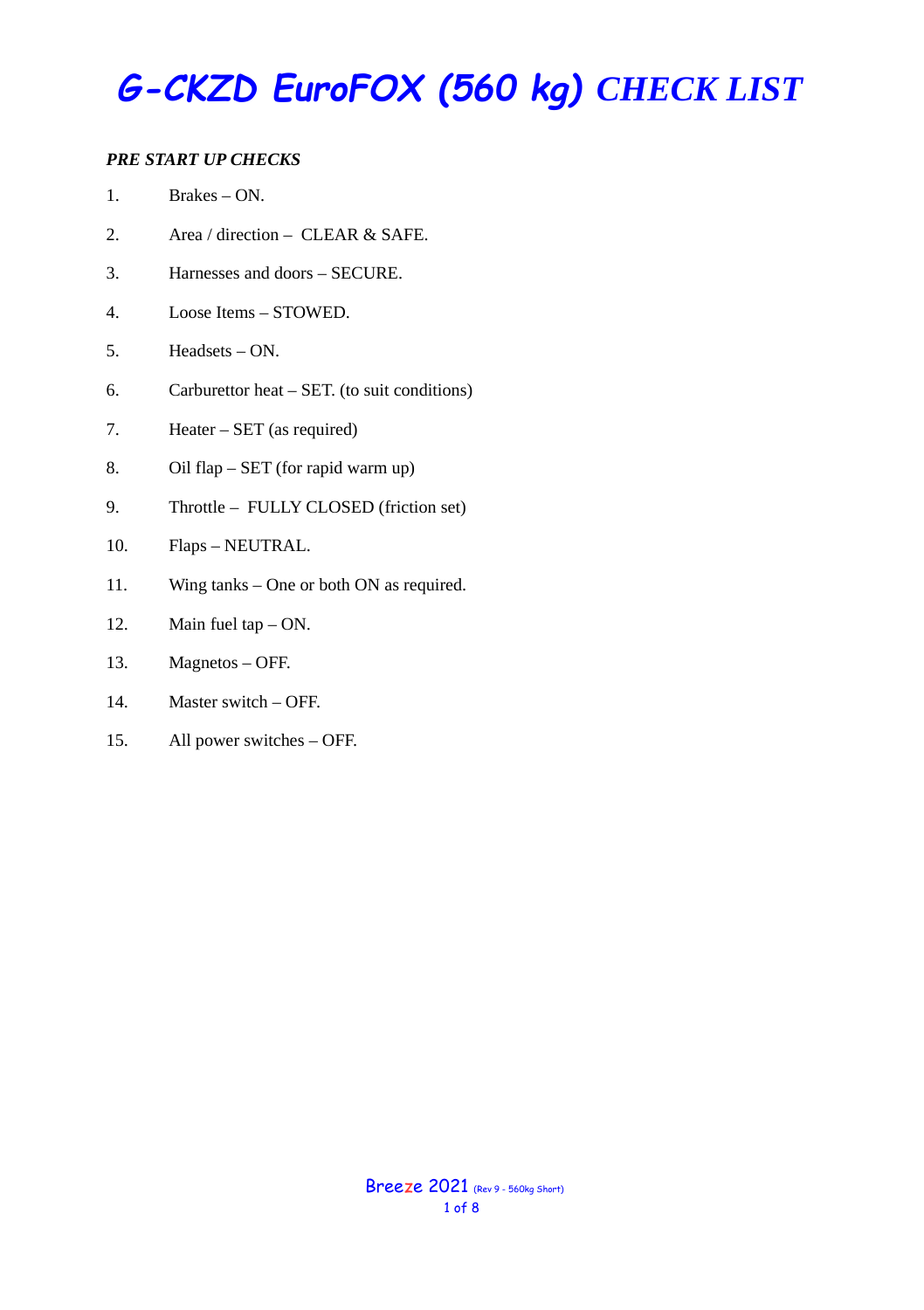# *G-CKZD EuroFOX (560 kg) CHECK LIST*

### *PRE START UP CHECKS*

1. Brakes – ON.
2. Area / direction – CLEAR & SAFE.
3. Harnesses and doors – SECURE.
4. Loose Items – STOWED.
5. Headsets – ON.
6. Carburettor heat – SET. (to suit conditions)
7. Heater – SET (as required)
8. Oil flap – SET (for rapid warm up)
9. Throttle – FULLY CLOSED (friction set)
10. Flaps – NEUTRAL.
11. Wing tanks – One or both ON as required.
12. Main fuel tap – ON.
13. Magnetos – OFF.
14. Master switch – OFF.
15. All power switches – OFF.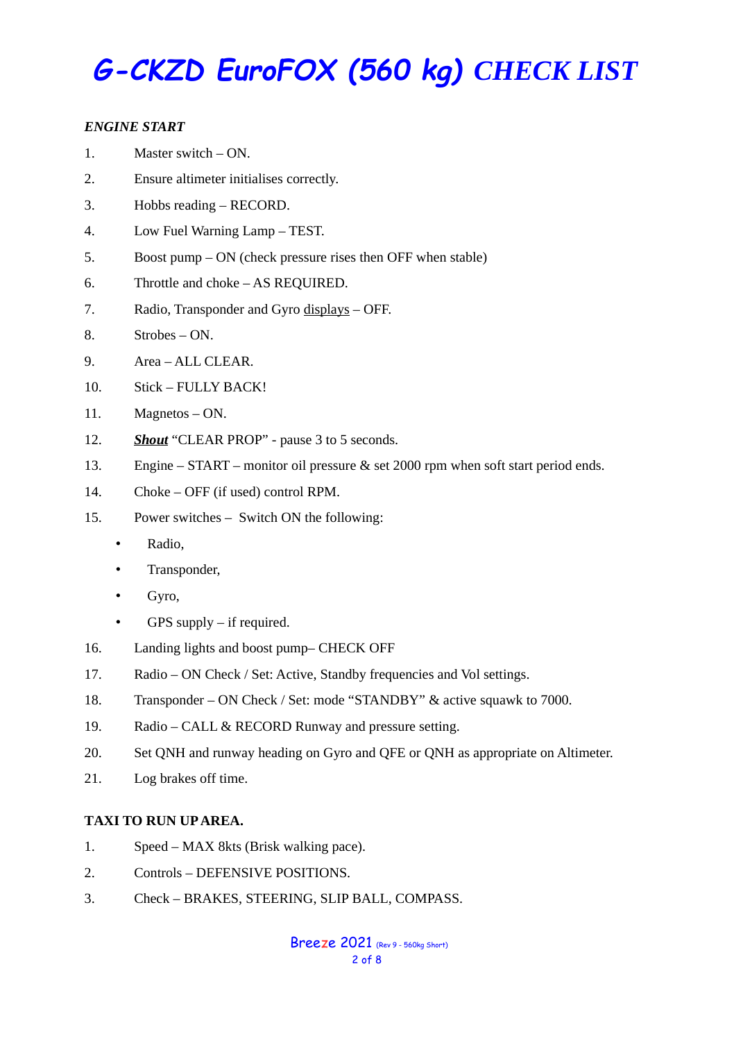# G-CKZD EuroFOX (560 kg) CHECK LIST

### *ENGINE START*

1. Master switch – ON.
2. Ensure altimeter initialises correctly.
3. Hobbs reading – RECORD.
4. Low Fuel Warning Lamp – TEST.
5. Boost pump – ON (check pressure rises then OFF when stable)
6. Throttle and choke – AS REQUIRED.
7. Radio, Transponder and Gyro <u>displays</u> – OFF.
8. Strobes – ON.
9. Area – ALL CLEAR.
10. Stick – FULLY BACK!
11. Magnetos – ON.
12. ***<u>Shout</u>*** "CLEAR PROP" - pause 3 to 5 seconds.
13. Engine – START – monitor oil pressure & set 2000 rpm when soft start period ends.
14. Choke – OFF (if used) control RPM.
15. Power switches – Switch ON the following:
    - Radio,
    - Transponder,
    - Gyro,
    - GPS supply – if required.
16. Landing lights and boost pump– CHECK OFF
17. Radio – ON Check / Set: Active, Standby frequencies and Vol settings.
18. Transponder – ON Check / Set: mode "STANDBY" & active squawk to 7000.
19. Radio – CALL & RECORD Runway and pressure setting.
20. Set QNH and runway heading on Gyro and QFE or QNH as appropriate on Altimeter.
21. Log brakes off time.

### TAXI TO RUN UP AREA.

1. Speed – MAX 8kts (Brisk walking pace).
2. Controls – DEFENSIVE POSITIONS.
3. Check – BRAKES, STEERING, SLIP BALL, COMPASS.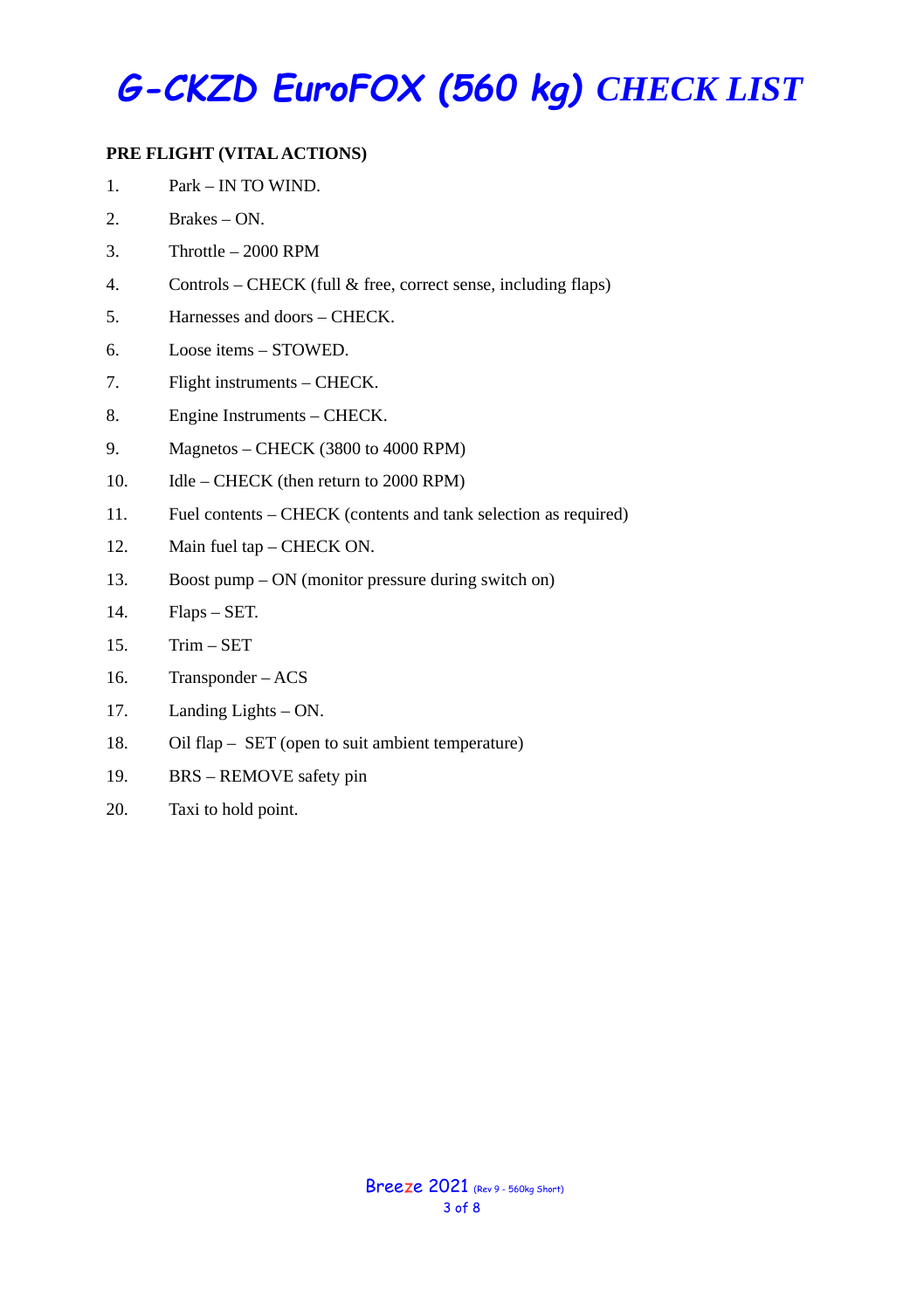# G-CKZD EuroFOX (560 kg) *CHECK LIST*

**PRE FLIGHT (VITAL ACTIONS)**

1. Park – IN TO WIND.
2. Brakes – ON.
3. Throttle – 2000 RPM
4. Controls – CHECK (full & free, correct sense, including flaps)
5. Harnesses and doors – CHECK.
6. Loose items – STOWED.
7. Flight instruments – CHECK.
8. Engine Instruments – CHECK.
9. Magnetos – CHECK (3800 to 4000 RPM)
10. Idle – CHECK (then return to 2000 RPM)
11. Fuel contents – CHECK (contents and tank selection as required)
12. Main fuel tap – CHECK ON.
13. Boost pump – ON (monitor pressure during switch on)
14. Flaps – SET.
15. Trim – SET
16. Transponder – ACS
17. Landing Lights – ON.
18. Oil flap – SET (open to suit ambient temperature)
19. BRS – REMOVE safety pin
20. Taxi to hold point.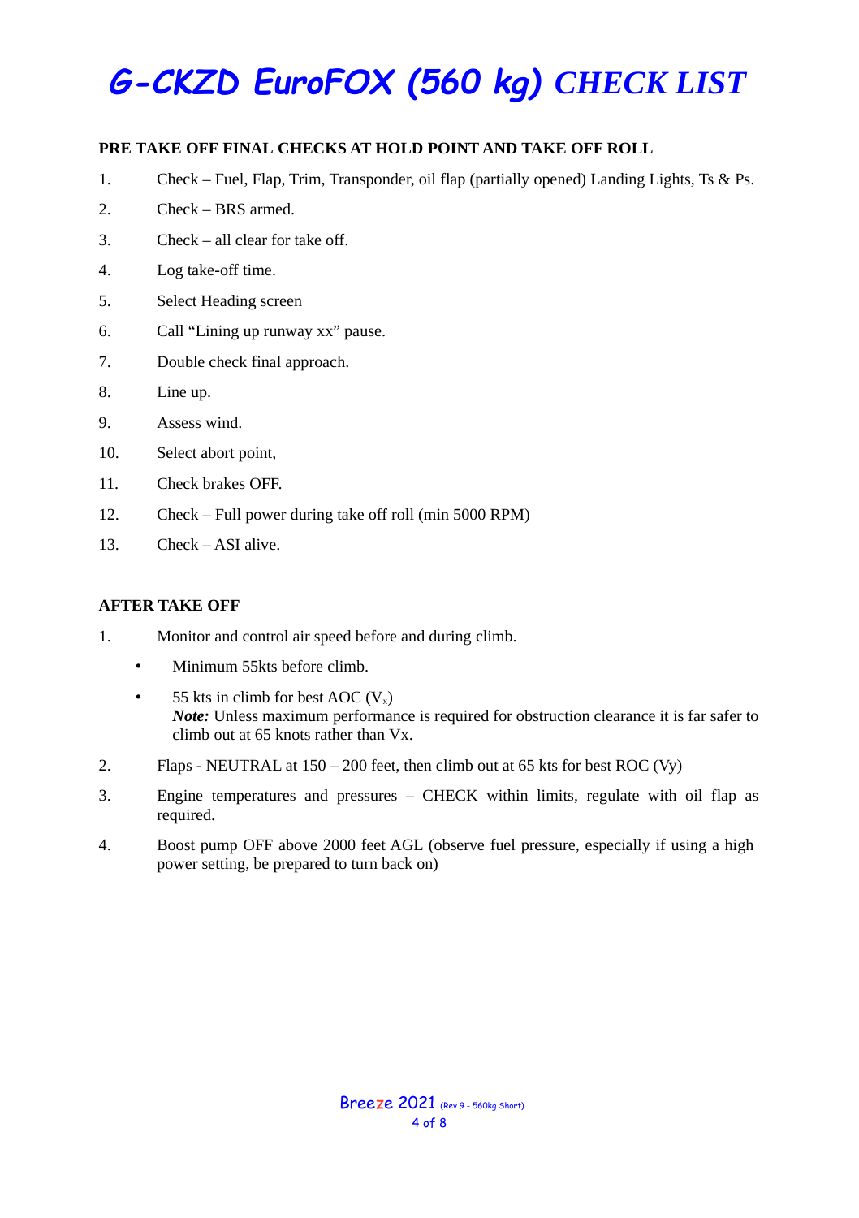# G-CKZD EuroFOX (560 kg) CHECK LIST

**PRE TAKE OFF FINAL CHECKS AT HOLD POINT AND TAKE OFF ROLL**

1. Check – Fuel, Flap, Trim, Transponder, oil flap (partially opened) Landing Lights, Ts & Ps.
2. Check – BRS armed.
3. Check – all clear for take off.
4. Log take-off time.
5. Select Heading screen
6. Call "Lining up runway xx" pause.
7. Double check final approach.
8. Line up.
9. Assess wind.
10. Select abort point,
11. Check brakes OFF.
12. Check – Full power during take off roll (min 5000 RPM)
13. Check – ASI alive.

**AFTER TAKE OFF**

1. Monitor and control air speed before and during climb.
   - Minimum 55kts before climb.
   - 55 kts in climb for best AOC ($V_x$)
     ***Note:*** Unless maximum performance is required for obstruction clearance it is far safer to climb out at 65 knots rather than Vx.
2. Flaps - NEUTRAL at 150 – 200 feet, then climb out at 65 kts for best ROC (Vy)
3. Engine temperatures and pressures – CHECK within limits, regulate with oil flap as required.
4. Boost pump OFF above 2000 feet AGL (observe fuel pressure, especially if using a high power setting, be prepared to turn back on)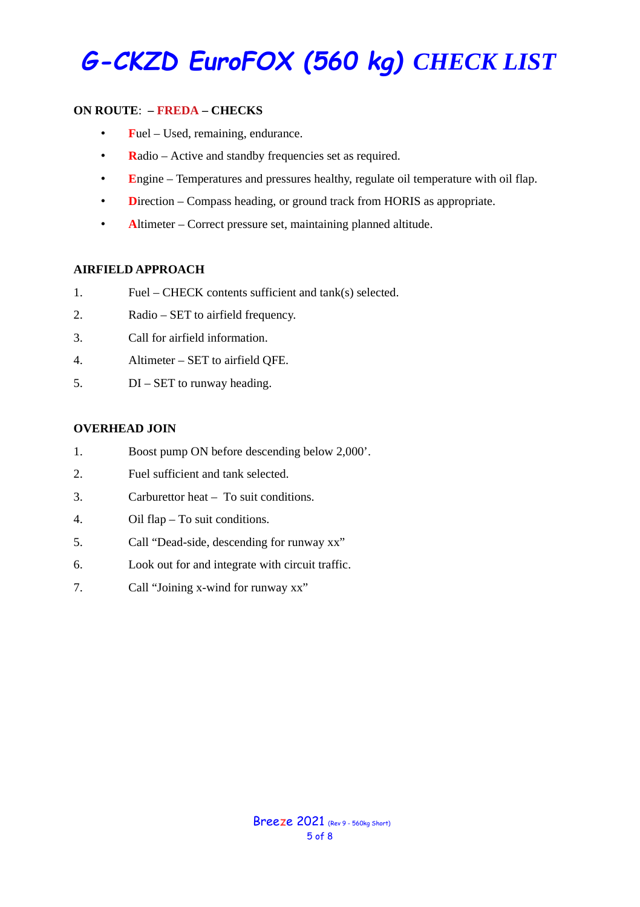# G-CKZD EuroFOX (560 kg) CHECK LIST

**ON ROUTE**: **– FREDA – CHECKS**

- **F**uel – Used, remaining, endurance.
- **R**adio – Active and standby frequencies set as required.
- **E**ngine – Temperatures and pressures healthy, regulate oil temperature with oil flap.
- **D**irection – Compass heading, or ground track from HORIS as appropriate.
- **A**ltimeter – Correct pressure set, maintaining planned altitude.

**AIRFIELD APPROACH**

1. Fuel – CHECK contents sufficient and tank(s) selected.
2. Radio – SET to airfield frequency.
3. Call for airfield information.
4. Altimeter – SET to airfield QFE.
5. DI – SET to runway heading.

**OVERHEAD JOIN**

1. Boost pump ON before descending below 2,000'.
2. Fuel sufficient and tank selected.
3. Carburettor heat – To suit conditions.
4. Oil flap – To suit conditions.
5. Call "Dead-side, descending for runway xx"
6. Look out for and integrate with circuit traffic.
7. Call "Joining x-wind for runway xx"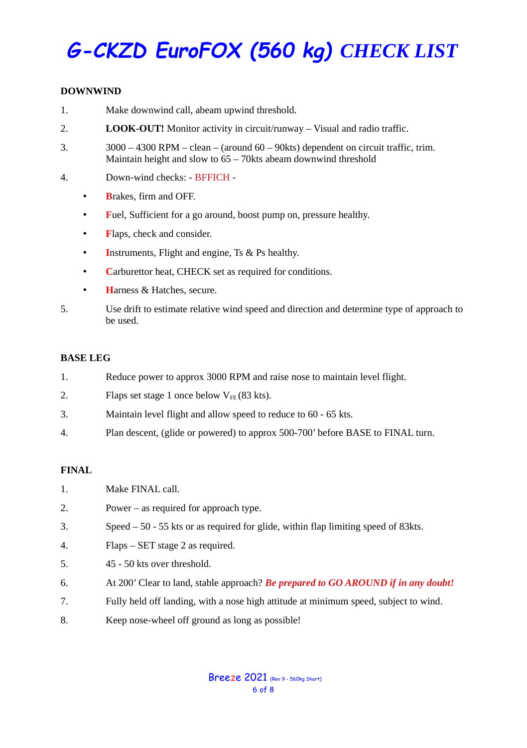# G-CKZD EuroFOX (560 kg) CHECK LIST

**DOWNWIND**

1. Make downwind call, abeam upwind threshold.
2. **LOOK-OUT!** Monitor activity in circuit/runway – Visual and radio traffic.
3. 3000 – 4300 RPM – clean – (around 60 – 90kts) dependent on circuit traffic, trim. Maintain height and slow to 65 – 70kts abeam downwind threshold
4. Down-wind checks: - BFFICH -
   - **B**rakes, firm and OFF.
   - **F**uel, Sufficient for a go around, boost pump on, pressure healthy.
   - **F**laps, check and consider.
   - **I**nstruments, Flight and engine, Ts & Ps healthy.
   - **C**arburettor heat, CHECK set as required for conditions.
   - **H**arness & Hatches, secure.
5. Use drift to estimate relative wind speed and direction and determine type of approach to be used.

**BASE LEG**

1. Reduce power to approx 3000 RPM and raise nose to maintain level flight.
2. Flaps set stage 1 once below $V_{FE}$ (83 kts).
3. Maintain level flight and allow speed to reduce to 60 - 65 kts.
4. Plan descent, (glide or powered) to approx 500-700' before BASE to FINAL turn.

**FINAL**

1. Make FINAL call.
2. Power – as required for approach type.
3. Speed – 50 - 55 kts or as required for glide, within flap limiting speed of 83kts.
4. Flaps – SET stage 2 as required.
5. 45 - 50 kts over threshold.
6. At 200' Clear to land, stable approach? ***Be prepared to GO AROUND if in any doubt!***
7. Fully held off landing, with a nose high attitude at minimum speed, subject to wind.
8. Keep nose-wheel off ground as long as possible!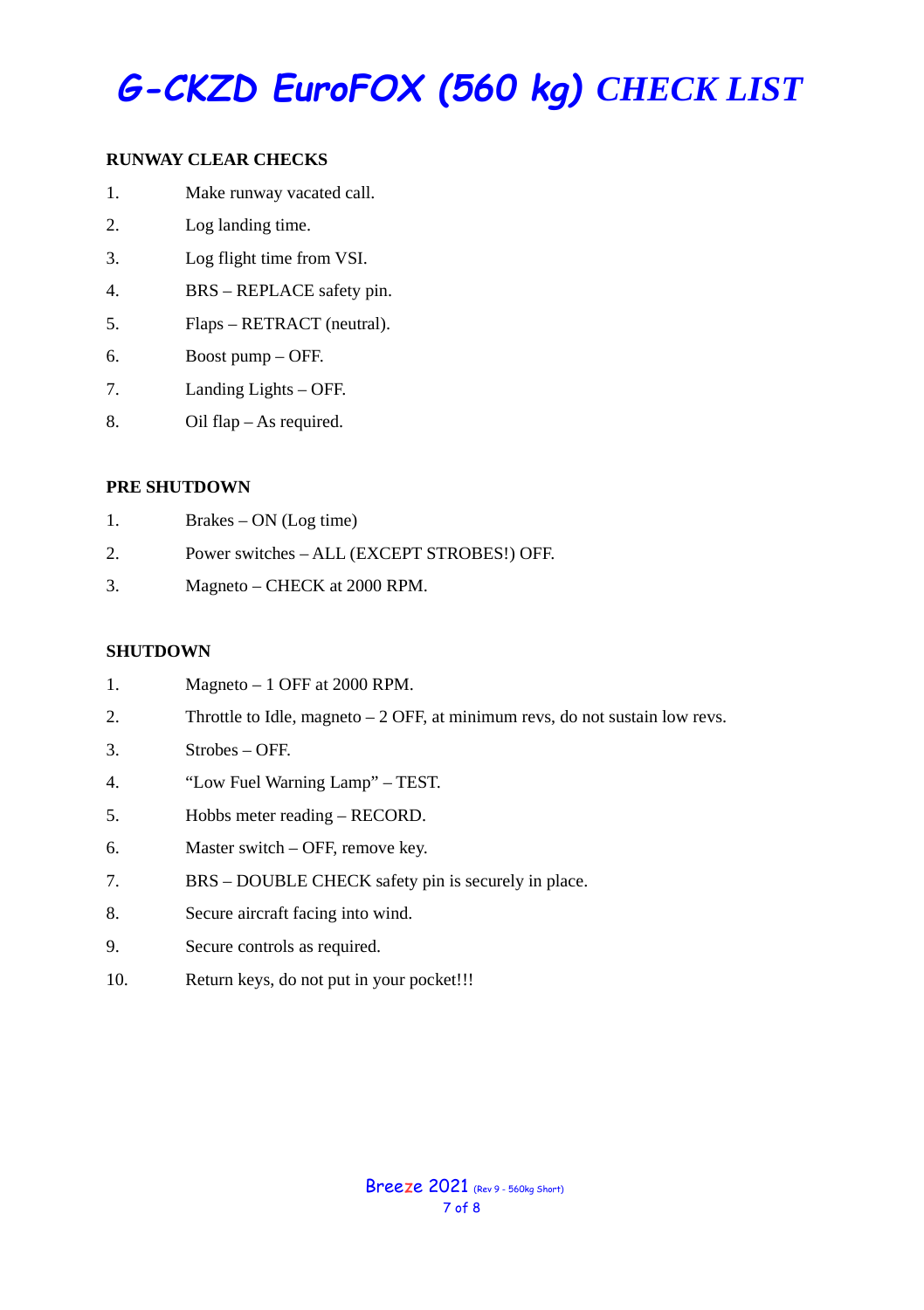# G-CKZD EuroFOX (560 kg) CHECK LIST

**RUNWAY CLEAR CHECKS**

1. Make runway vacated call.
2. Log landing time.
3. Log flight time from VSI.
4. BRS – REPLACE safety pin.
5. Flaps – RETRACT (neutral).
6. Boost pump – OFF.
7. Landing Lights – OFF.
8. Oil flap – As required.

**PRE SHUTDOWN**

1. Brakes – ON (Log time)
2. Power switches – ALL (EXCEPT STROBES!) OFF.
3. Magneto – CHECK at 2000 RPM.

**SHUTDOWN**

1. Magneto – 1 OFF at 2000 RPM.
2. Throttle to Idle, magneto – 2 OFF, at minimum revs, do not sustain low revs.
3. Strobes – OFF.
4. "Low Fuel Warning Lamp" – TEST.
5. Hobbs meter reading – RECORD.
6. Master switch – OFF, remove key.
7. BRS – DOUBLE CHECK safety pin is securely in place.
8. Secure aircraft facing into wind.
9. Secure controls as required.
10. Return keys, do not put in your pocket!!!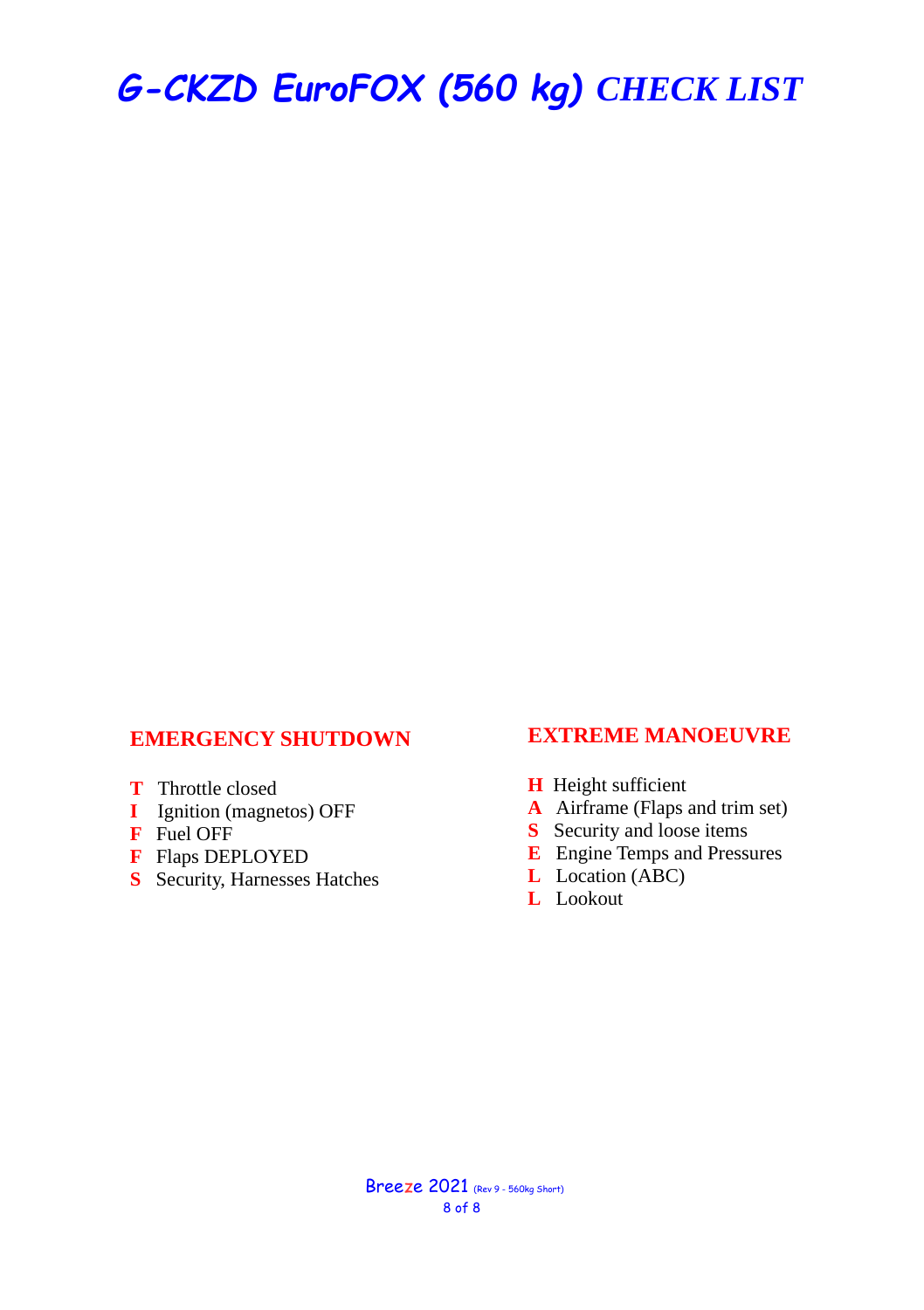# G-CKZD EuroFOX (560 kg) *CHECK LIST*

## EMERGENCY SHUTDOWN

**T** Throttle closed
**I** Ignition (magnetos) OFF
**F** Fuel OFF
**F** Flaps DEPLOYED
**S** Security, Harnesses Hatches

## EXTREME MANOEUVRE

**H** Height sufficient
**A** Airframe (Flaps and trim set)
**S** Security and loose items
**E** Engine Temps and Pressures
**L** Location (ABC)
**L** Lookout